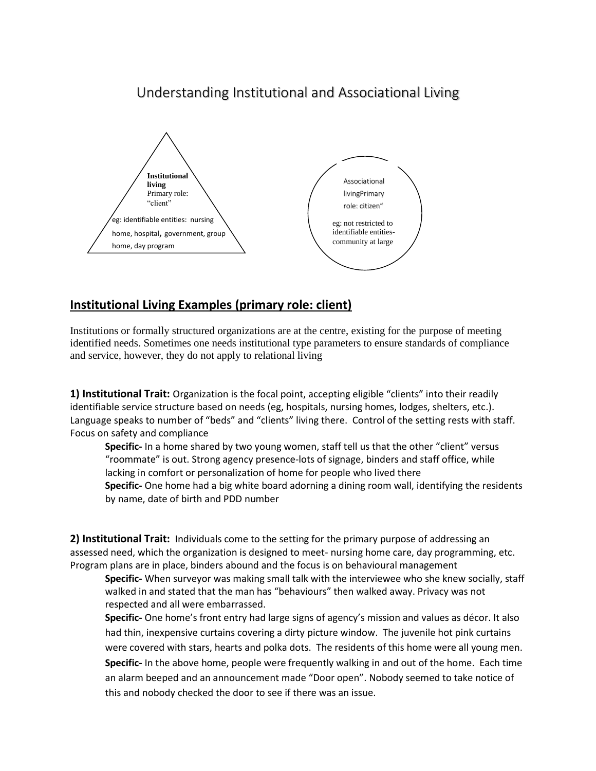# Understanding Institutional and Associational Living

**Institutional living**
Primary role: "client"

eg: identifiable entities: nursing home, hospital, government, group home, day program

Associational livingPrimary role: citizen"

eg: not restricted to identifiable entities-community at large

## Institutional Living Examples (primary role: client)

Institutions or formally structured organizations are at the centre, existing for the purpose of meeting identified needs. Sometimes one needs institutional type parameters to ensure standards of compliance and service, however, they do not apply to relational living

**1) Institutional Trait:** Organization is the focal point, accepting eligible "clients" into their readily identifiable service structure based on needs (eg, hospitals, nursing homes, lodges, shelters, etc.). Language speaks to number of "beds" and "clients" living there. Control of the setting rests with staff. Focus on safety and compliance

> **Specific-** In a home shared by two young women, staff tell us that the other "client" versus "roommate" is out. Strong agency presence-lots of signage, binders and staff office, while lacking in comfort or personalization of home for people who lived there
>
> **Specific-** One home had a big white board adorning a dining room wall, identifying the residents by name, date of birth and PDD number

**2) Institutional Trait:** Individuals come to the setting for the primary purpose of addressing an assessed need, which the organization is designed to meet- nursing home care, day programming, etc. Program plans are in place, binders abound and the focus is on behavioural management

> **Specific-** When surveyor was making small talk with the interviewee who she knew socially, staff walked in and stated that the man has "behaviours" then walked away. Privacy was not respected and all were embarrassed.
>
> **Specific-** One home's front entry had large signs of agency's mission and values as décor. It also had thin, inexpensive curtains covering a dirty picture window. The juvenile hot pink curtains were covered with stars, hearts and polka dots. The residents of this home were all young men.
>
> **Specific-** In the above home, people were frequently walking in and out of the home. Each time an alarm beeped and an announcement made "Door open". Nobody seemed to take notice of this and nobody checked the door to see if there was an issue.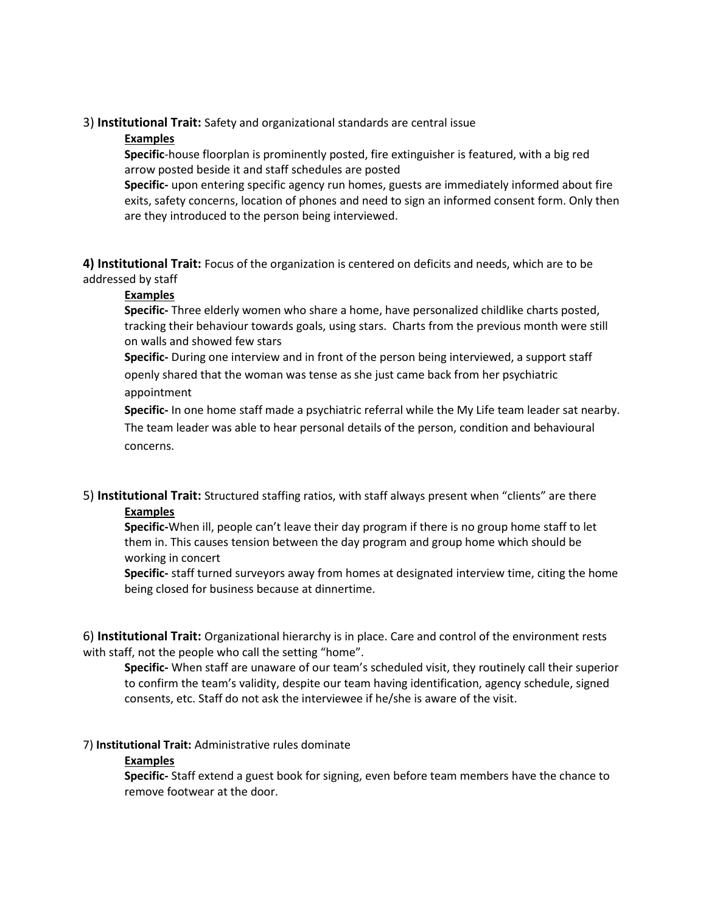3) **Institutional Trait:** Safety and organizational standards are central issue

**Examples**

**Specific**-house floorplan is prominently posted, fire extinguisher is featured, with a big red arrow posted beside it and staff schedules are posted

**Specific-** upon entering specific agency run homes, guests are immediately informed about fire exits, safety concerns, location of phones and need to sign an informed consent form. Only then are they introduced to the person being interviewed.

**4) Institutional Trait:** Focus of the organization is centered on deficits and needs, which are to be addressed by staff

**Examples**

**Specific-** Three elderly women who share a home, have personalized childlike charts posted, tracking their behaviour towards goals, using stars. Charts from the previous month were still on walls and showed few stars

**Specific-** During one interview and in front of the person being interviewed, a support staff openly shared that the woman was tense as she just came back from her psychiatric appointment

**Specific-** In one home staff made a psychiatric referral while the My Life team leader sat nearby. The team leader was able to hear personal details of the person, condition and behavioural concerns.

5) **Institutional Trait:** Structured staffing ratios, with staff always present when "clients" are there

**Examples**

**Specific-**When ill, people can't leave their day program if there is no group home staff to let them in. This causes tension between the day program and group home which should be working in concert

**Specific-** staff turned surveyors away from homes at designated interview time, citing the home being closed for business because at dinnertime.

6) **Institutional Trait:** Organizational hierarchy is in place. Care and control of the environment rests with staff, not the people who call the setting "home".

**Specific-** When staff are unaware of our team's scheduled visit, they routinely call their superior to confirm the team's validity, despite our team having identification, agency schedule, signed consents, etc. Staff do not ask the interviewee if he/she is aware of the visit.

7) **Institutional Trait:** Administrative rules dominate

**Examples**

**Specific-** Staff extend a guest book for signing, even before team members have the chance to remove footwear at the door.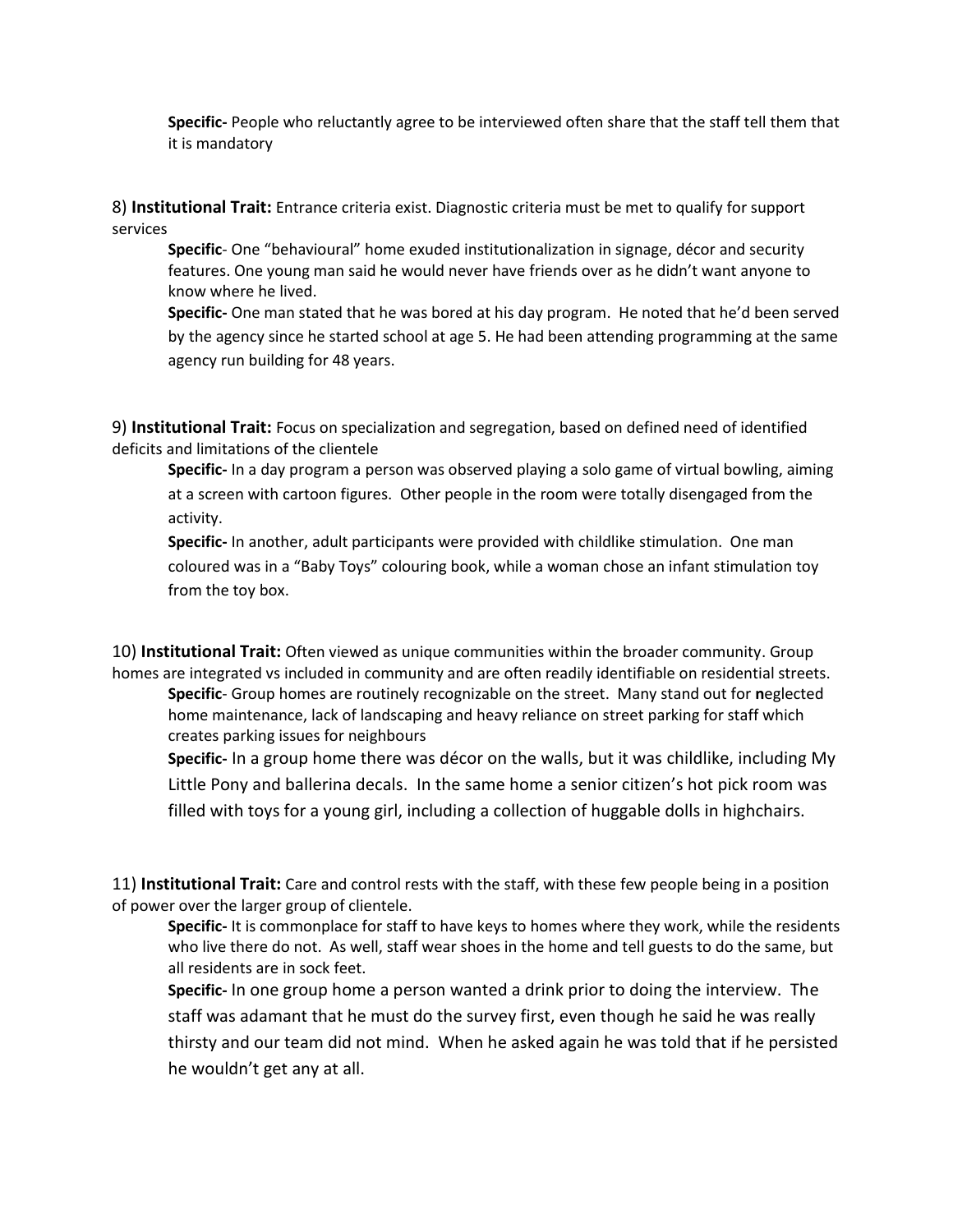**Specific-** People who reluctantly agree to be interviewed often share that the staff tell them that it is mandatory

8) **Institutional Trait:** Entrance criteria exist. Diagnostic criteria must be met to qualify for support services

**Specific**- One "behavioural" home exuded institutionalization in signage, décor and security features. One young man said he would never have friends over as he didn't want anyone to know where he lived.

**Specific-** One man stated that he was bored at his day program. He noted that he'd been served by the agency since he started school at age 5. He had been attending programming at the same agency run building for 48 years.

9) **Institutional Trait:** Focus on specialization and segregation, based on defined need of identified deficits and limitations of the clientele

**Specific-** In a day program a person was observed playing a solo game of virtual bowling, aiming at a screen with cartoon figures. Other people in the room were totally disengaged from the activity.

**Specific-** In another, adult participants were provided with childlike stimulation. One man coloured was in a "Baby Toys" colouring book, while a woman chose an infant stimulation toy from the toy box.

10) **Institutional Trait:** Often viewed as unique communities within the broader community. Group homes are integrated vs included in community and are often readily identifiable on residential streets.

**Specific**- Group homes are routinely recognizable on the street. Many stand out for **n**eglected home maintenance, lack of landscaping and heavy reliance on street parking for staff which creates parking issues for neighbours

**Specific-** In a group home there was décor on the walls, but it was childlike, including My Little Pony and ballerina decals. In the same home a senior citizen's hot pick room was filled with toys for a young girl, including a collection of huggable dolls in highchairs.

11) **Institutional Trait:** Care and control rests with the staff, with these few people being in a position of power over the larger group of clientele.

**Specific-** It is commonplace for staff to have keys to homes where they work, while the residents who live there do not. As well, staff wear shoes in the home and tell guests to do the same, but all residents are in sock feet.

**Specific-** In one group home a person wanted a drink prior to doing the interview. The staff was adamant that he must do the survey first, even though he said he was really thirsty and our team did not mind. When he asked again he was told that if he persisted he wouldn't get any at all.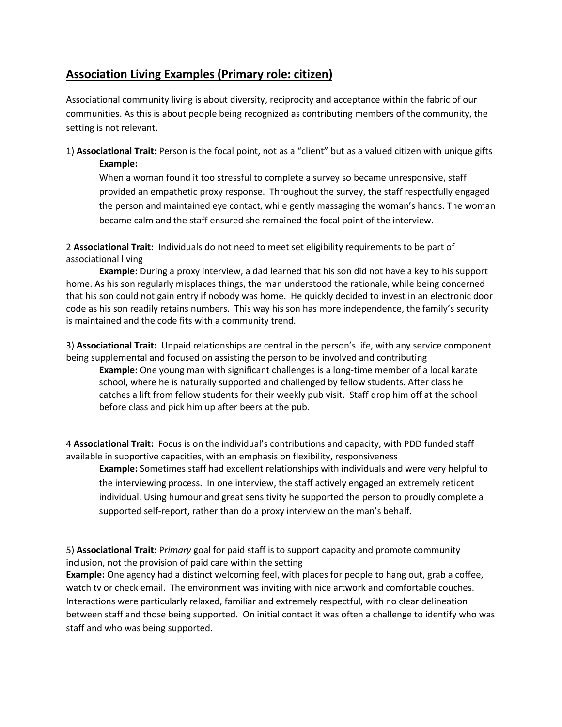## Association Living Examples (Primary role: citizen)

Associational community living is about diversity, reciprocity and acceptance within the fabric of our communities. As this is about people being recognized as contributing members of the community, the setting is not relevant.

1) **Associational Trait:** Person is the focal point, not as a "client" but as a valued citizen with unique gifts

**Example:**

When a woman found it too stressful to complete a survey so became unresponsive, staff provided an empathetic proxy response. Throughout the survey, the staff respectfully engaged the person and maintained eye contact, while gently massaging the woman's hands. The woman became calm and the staff ensured she remained the focal point of the interview.

2 **Associational Trait:** Individuals do not need to meet set eligibility requirements to be part of associational living

**Example:** During a proxy interview, a dad learned that his son did not have a key to his support home. As his son regularly misplaces things, the man understood the rationale, while being concerned that his son could not gain entry if nobody was home. He quickly decided to invest in an electronic door code as his son readily retains numbers. This way his son has more independence, the family's security is maintained and the code fits with a community trend.

3) **Associational Trait:** Unpaid relationships are central in the person's life, with any service component being supplemental and focused on assisting the person to be involved and contributing

**Example:** One young man with significant challenges is a long-time member of a local karate school, where he is naturally supported and challenged by fellow students. After class he catches a lift from fellow students for their weekly pub visit. Staff drop him off at the school before class and pick him up after beers at the pub.

4 **Associational Trait:** Focus is on the individual's contributions and capacity, with PDD funded staff available in supportive capacities, with an emphasis on flexibility, responsiveness

**Example:** Sometimes staff had excellent relationships with individuals and were very helpful to the interviewing process. In one interview, the staff actively engaged an extremely reticent individual. Using humour and great sensitivity he supported the person to proudly complete a supported self-report, rather than do a proxy interview on the man's behalf.

5) **Associational Trait:** P*rimary* goal for paid staff is to support capacity and promote community inclusion, not the provision of paid care within the setting

**Example:** One agency had a distinct welcoming feel, with places for people to hang out, grab a coffee, watch tv or check email. The environment was inviting with nice artwork and comfortable couches. Interactions were particularly relaxed, familiar and extremely respectful, with no clear delineation between staff and those being supported. On initial contact it was often a challenge to identify who was staff and who was being supported.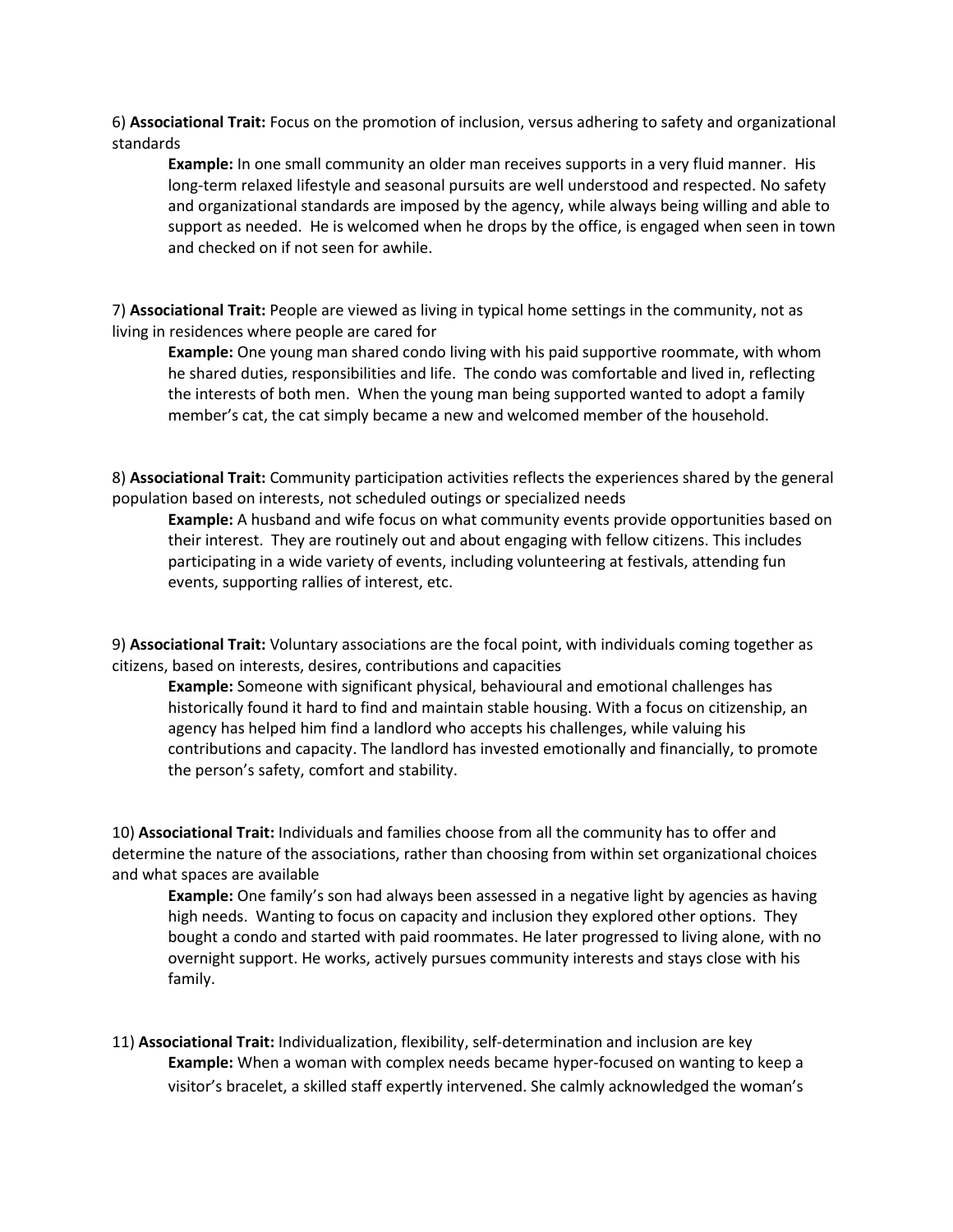6) **Associational Trait:** Focus on the promotion of inclusion, versus adhering to safety and organizational standards

> **Example:** In one small community an older man receives supports in a very fluid manner. His long-term relaxed lifestyle and seasonal pursuits are well understood and respected. No safety and organizational standards are imposed by the agency, while always being willing and able to support as needed. He is welcomed when he drops by the office, is engaged when seen in town and checked on if not seen for awhile.

7) **Associational Trait:** People are viewed as living in typical home settings in the community, not as living in residences where people are cared for

> **Example:** One young man shared condo living with his paid supportive roommate, with whom he shared duties, responsibilities and life. The condo was comfortable and lived in, reflecting the interests of both men. When the young man being supported wanted to adopt a family member's cat, the cat simply became a new and welcomed member of the household.

8) **Associational Trait:** Community participation activities reflects the experiences shared by the general population based on interests, not scheduled outings or specialized needs

> **Example:** A husband and wife focus on what community events provide opportunities based on their interest. They are routinely out and about engaging with fellow citizens. This includes participating in a wide variety of events, including volunteering at festivals, attending fun events, supporting rallies of interest, etc.

9) **Associational Trait:** Voluntary associations are the focal point, with individuals coming together as citizens, based on interests, desires, contributions and capacities

> **Example:** Someone with significant physical, behavioural and emotional challenges has historically found it hard to find and maintain stable housing. With a focus on citizenship, an agency has helped him find a landlord who accepts his challenges, while valuing his contributions and capacity. The landlord has invested emotionally and financially, to promote the person's safety, comfort and stability.

10) **Associational Trait:** Individuals and families choose from all the community has to offer and determine the nature of the associations, rather than choosing from within set organizational choices and what spaces are available

> **Example:** One family's son had always been assessed in a negative light by agencies as having high needs. Wanting to focus on capacity and inclusion they explored other options. They bought a condo and started with paid roommates. He later progressed to living alone, with no overnight support. He works, actively pursues community interests and stays close with his family.

11) **Associational Trait:** Individualization, flexibility, self-determination and inclusion are key

> **Example:** When a woman with complex needs became hyper-focused on wanting to keep a visitor's bracelet, a skilled staff expertly intervened. She calmly acknowledged the woman's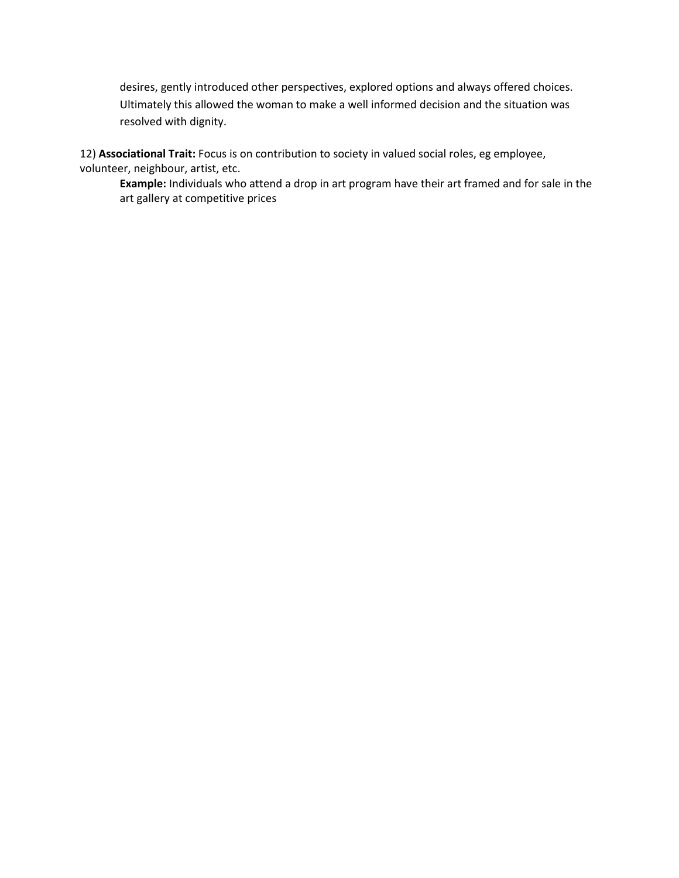desires, gently introduced other perspectives, explored options and always offered choices. Ultimately this allowed the woman to make a well informed decision and the situation was resolved with dignity.

12) **Associational Trait:** Focus is on contribution to society in valued social roles, eg employee, volunteer, neighbour, artist, etc.

**Example:** Individuals who attend a drop in art program have their art framed and for sale in the art gallery at competitive prices